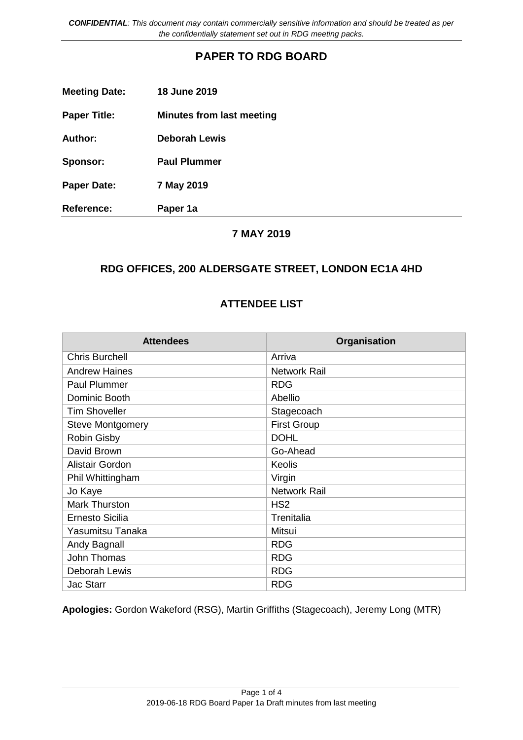***CONFIDENTIAL**: This document may contain commercially sensitive information and should be treated as per the confidentially statement set out in RDG meeting packs.*

# PAPER TO RDG BOARD

**Meeting Date:** **18 June 2019**

**Paper Title:** **Minutes from last meeting**

**Author:** **Deborah Lewis**

**Sponsor:** **Paul Plummer**

**Paper Date:** **7 May 2019**

**Reference:** **Paper 1a**

## 7 MAY 2019

## RDG OFFICES, 200 ALDERSGATE STREET, LONDON EC1A 4HD

## ATTENDEE LIST

| Attendees | Organisation |
|---|---|
| Chris Burchell | Arriva |
| Andrew Haines | Network Rail |
| Paul Plummer | RDG |
| Dominic Booth | Abellio |
| Tim Shoveller | Stagecoach |
| Steve Montgomery | First Group |
| Robin Gisby | DOHL |
| David Brown | Go-Ahead |
| Alistair Gordon | Keolis |
| Phil Whittingham | Virgin |
| Jo Kaye | Network Rail |
| Mark Thurston | HS2 |
| Ernesto Sicilia | Trenitalia |
| Yasumitsu Tanaka | Mitsui |
| Andy Bagnall | RDG |
| John Thomas | RDG |
| Deborah Lewis | RDG |
| Jac Starr | RDG |

**Apologies:** Gordon Wakeford (RSG), Martin Griffiths (Stagecoach), Jeremy Long (MTR)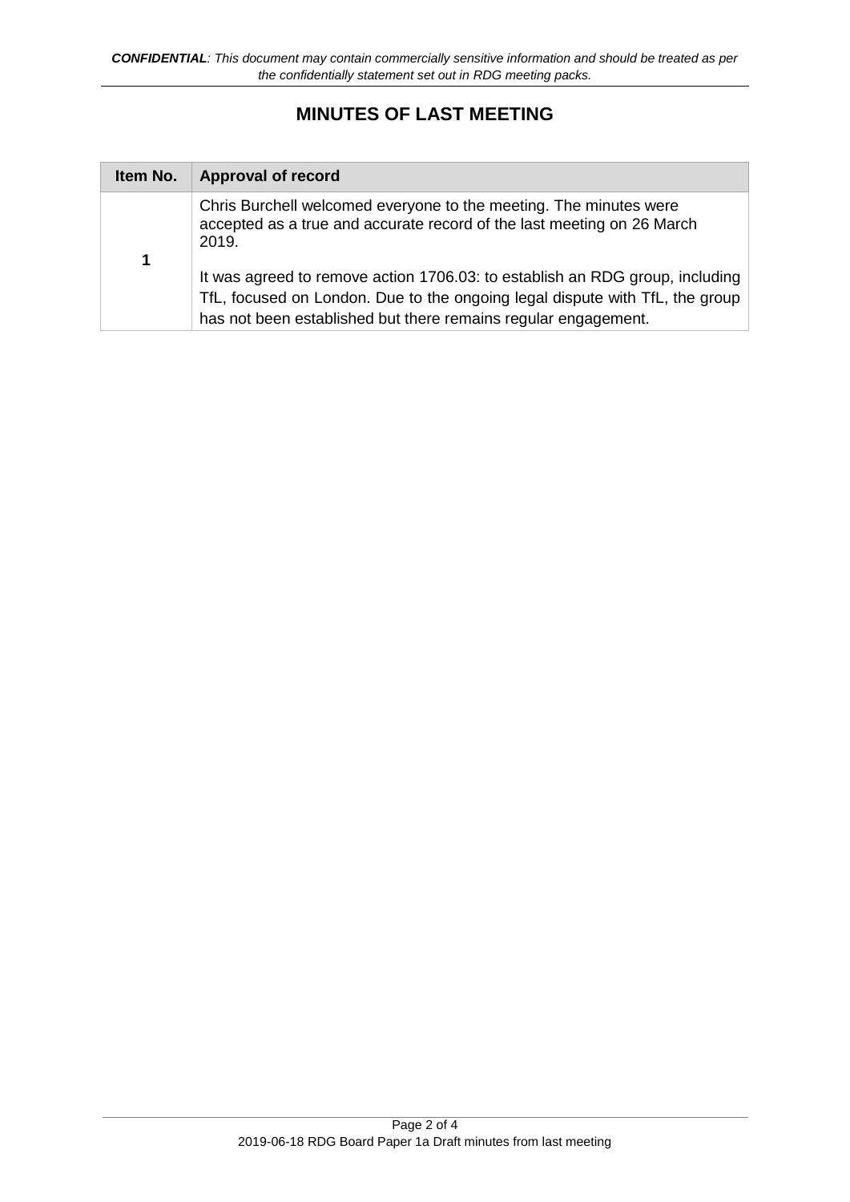## MINUTES OF LAST MEETING

| Item No. | Approval of record |
|---|---|
| 1 | Chris Burchell welcomed everyone to the meeting. The minutes were accepted as a true and accurate record of the last meeting on 26 March 2019.<br><br>It was agreed to remove action 1706.03: to establish an RDG group, including TfL, focused on London. Due to the ongoing legal dispute with TfL, the group has not been established but there remains regular engagement. |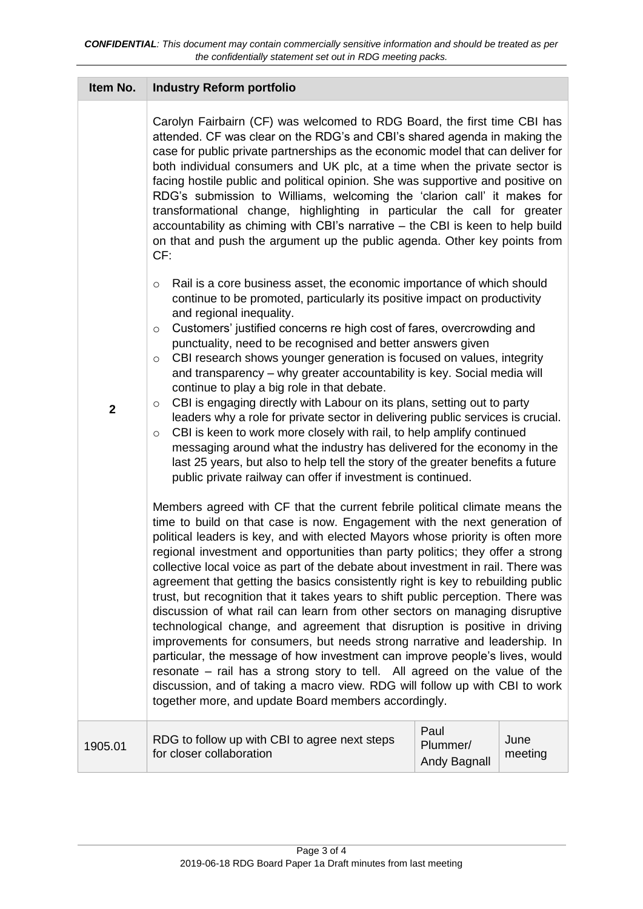*CONFIDENTIAL: This document may contain commercially sensitive information and should be treated as per the confidentially statement set out in RDG meeting packs.*

| Item No. | Industry Reform portfolio | | |
|---|---|---|---|
| 2 | Carolyn Fairbairn (CF) was welcomed to RDG Board, the first time CBI has attended. CF was clear on the RDG's and CBI's shared agenda in making the case for public private partnerships as the economic model that can deliver for both individual consumers and UK plc, at a time when the private sector is facing hostile public and political opinion. She was supportive and positive on RDG's submission to Williams, welcoming the 'clarion call' it makes for transformational change, highlighting in particular the call for greater accountability as chiming with CBI's narrative – the CBI is keen to help build on that and push the argument up the public agenda. Other key points from CF:<br><br>o Rail is a core business asset, the economic importance of which should continue to be promoted, particularly its positive impact on productivity and regional inequality.<br>o Customers' justified concerns re high cost of fares, overcrowding and punctuality, need to be recognised and better answers given<br>o CBI research shows younger generation is focused on values, integrity and transparency – why greater accountability is key. Social media will continue to play a big role in that debate.<br>o CBI is engaging directly with Labour on its plans, setting out to party leaders why a role for private sector in delivering public services is crucial.<br>o CBI is keen to work more closely with rail, to help amplify continued messaging around what the industry has delivered for the economy in the last 25 years, but also to help tell the story of the greater benefits a future public private railway can offer if investment is continued.<br><br>Members agreed with CF that the current febrile political climate means the time to build on that case is now. Engagement with the next generation of political leaders is key, and with elected Mayors whose priority is often more regional investment and opportunities than party politics; they offer a strong collective local voice as part of the debate about investment in rail. There was agreement that getting the basics consistently right is key to rebuilding public trust, but recognition that it takes years to shift public perception. There was discussion of what rail can learn from other sectors on managing disruptive technological change, and agreement that disruption is positive in driving improvements for consumers, but needs strong narrative and leadership. In particular, the message of how investment can improve people's lives, would resonate – rail has a strong story to tell. All agreed on the value of the discussion, and of taking a macro view. RDG will follow up with CBI to work together more, and update Board members accordingly. | | |
| 1905.01 | RDG to follow up with CBI to agree next steps for closer collaboration | Paul Plummer/ Andy Bagnall | June meeting |

2019-06-18 RDG Board Paper 1a Draft minutes from last meeting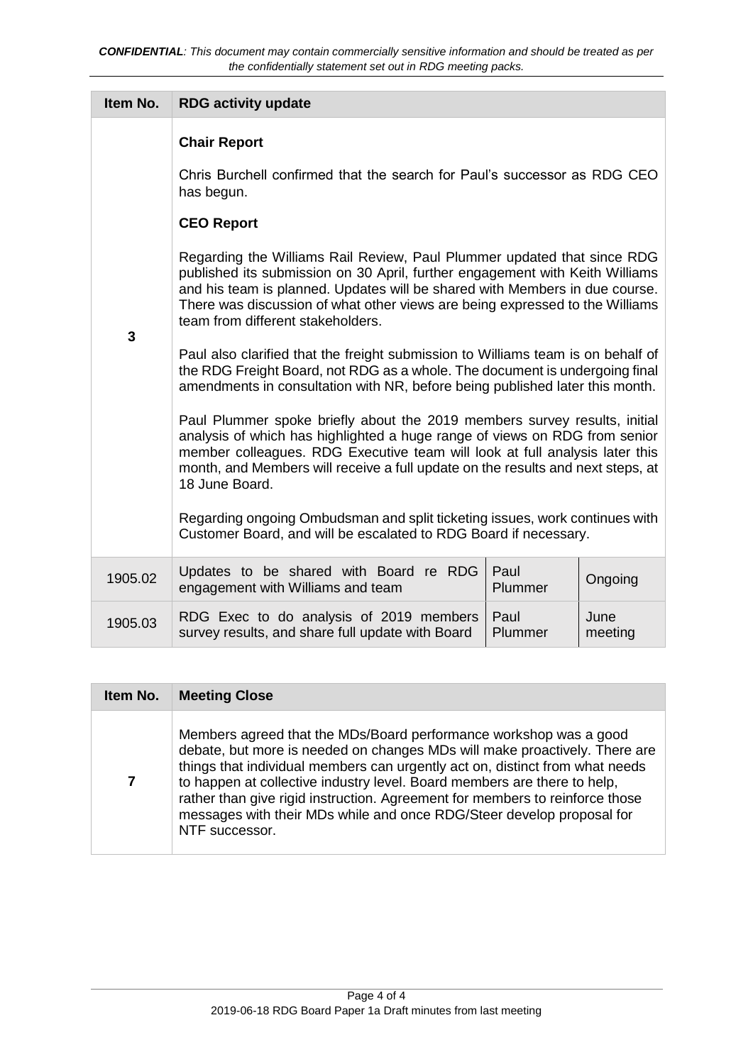| Item No. | RDG activity update | | |
|---|---|---|---|
| 3 | **Chair Report**<br><br>Chris Burchell confirmed that the search for Paul's successor as RDG CEO has begun.<br><br>**CEO Report**<br><br>Regarding the Williams Rail Review, Paul Plummer updated that since RDG published its submission on 30 April, further engagement with Keith Williams and his team is planned. Updates will be shared with Members in due course. There was discussion of what other views are being expressed to the Williams team from different stakeholders.<br><br>Paul also clarified that the freight submission to Williams team is on behalf of the RDG Freight Board, not RDG as a whole. The document is undergoing final amendments in consultation with NR, before being published later this month.<br><br>Paul Plummer spoke briefly about the 2019 members survey results, initial analysis of which has highlighted a huge range of views on RDG from senior member colleagues. RDG Executive team will look at full analysis later this month, and Members will receive a full update on the results and next steps, at 18 June Board.<br><br>Regarding ongoing Ombudsman and split ticketing issues, work continues with Customer Board, and will be escalated to RDG Board if necessary. | | |
| 1905.02 | Updates to be shared with Board re RDG engagement with Williams and team | Paul Plummer | Ongoing |
| 1905.03 | RDG Exec to do analysis of 2019 members survey results, and share full update with Board | Paul Plummer | June meeting |

| Item No. | Meeting Close |
|---|---|
| 7 | Members agreed that the MDs/Board performance workshop was a good debate, but more is needed on changes MDs will make proactively. There are things that individual members can urgently act on, distinct from what needs to happen at collective industry level. Board members are there to help, rather than give rigid instruction. Agreement for members to reinforce those messages with their MDs while and once RDG/Steer develop proposal for NTF successor. |